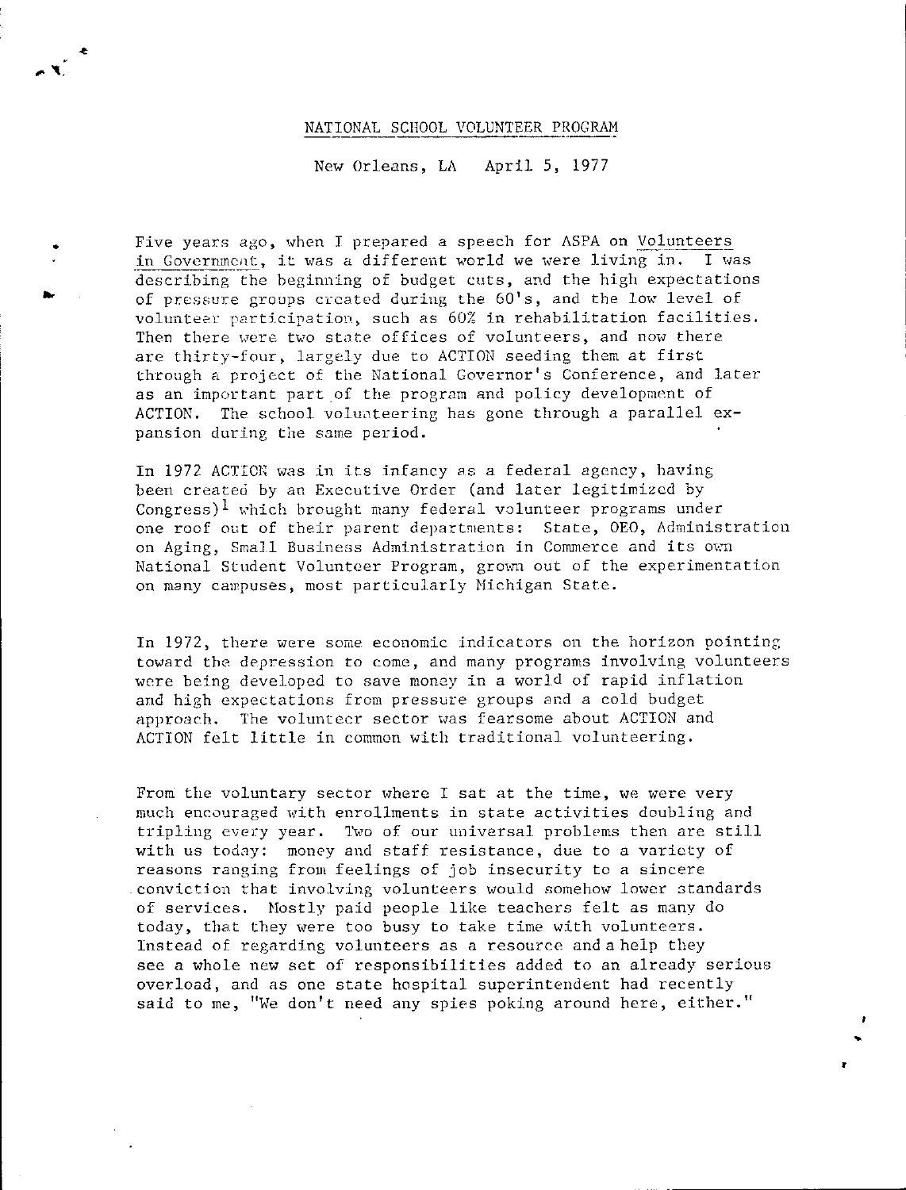NATIONAL SCHOOL VOLUNTEER PROGRAM

New Orleans, LA April 5, 1977

Five years ago, when I prepared a speech for ASPA on Volunteers in Government, it was a different world we were living in. I was describing the beginning of budget cuts, and the high expectations of pressure groups created during the 60's, and the low level of volunteer participation, such as 60% in rehabilitation facilities. Then there were two state offices of volunteers, and now there are thirty-four, largely due to ACTION seeding them at first through a project of the National Governor's Conference, and later as an important part of the program and policy development of ACTION. The school volunteering has gone through a parallel expansion during the same period.

In 1972 ACTION was in its infancy as a federal agency, having been created by an Executive Order (and later legitimized by Congress)[1] which brought many federal volunteer programs under one roof out of their parent departments: State, OEO, Administration on Aging, Small Business Administration in Commerce and its own National Student Volunteer Program, grown out of the experimentation on many campuses, most particularly Michigan State.

In 1972, there were some economic indicators on the horizon pointing toward the depression to come, and many programs involving volunteers were being developed to save money in a world of rapid inflation and high expectations from pressure groups and a cold budget approach. The volunteer sector was fearsome about ACTION and ACTION felt little in common with traditional volunteering.

From the voluntary sector where I sat at the time, we were very much encouraged with enrollments in state activities doubling and tripling every year. Two of our universal problems then are still with us today: money and staff resistance, due to a variety of reasons ranging from feelings of job insecurity to a sincere conviction that involving volunteers would somehow lower standards of services. Mostly paid people like teachers felt as many do today, that they were too busy to take time with volunteers. Instead of regarding volunteers as a resource and a help they see a whole new set of responsibilities added to an already serious overload, and as one state hospital superintendent had recently said to me, "We don't need any spies poking around here, either."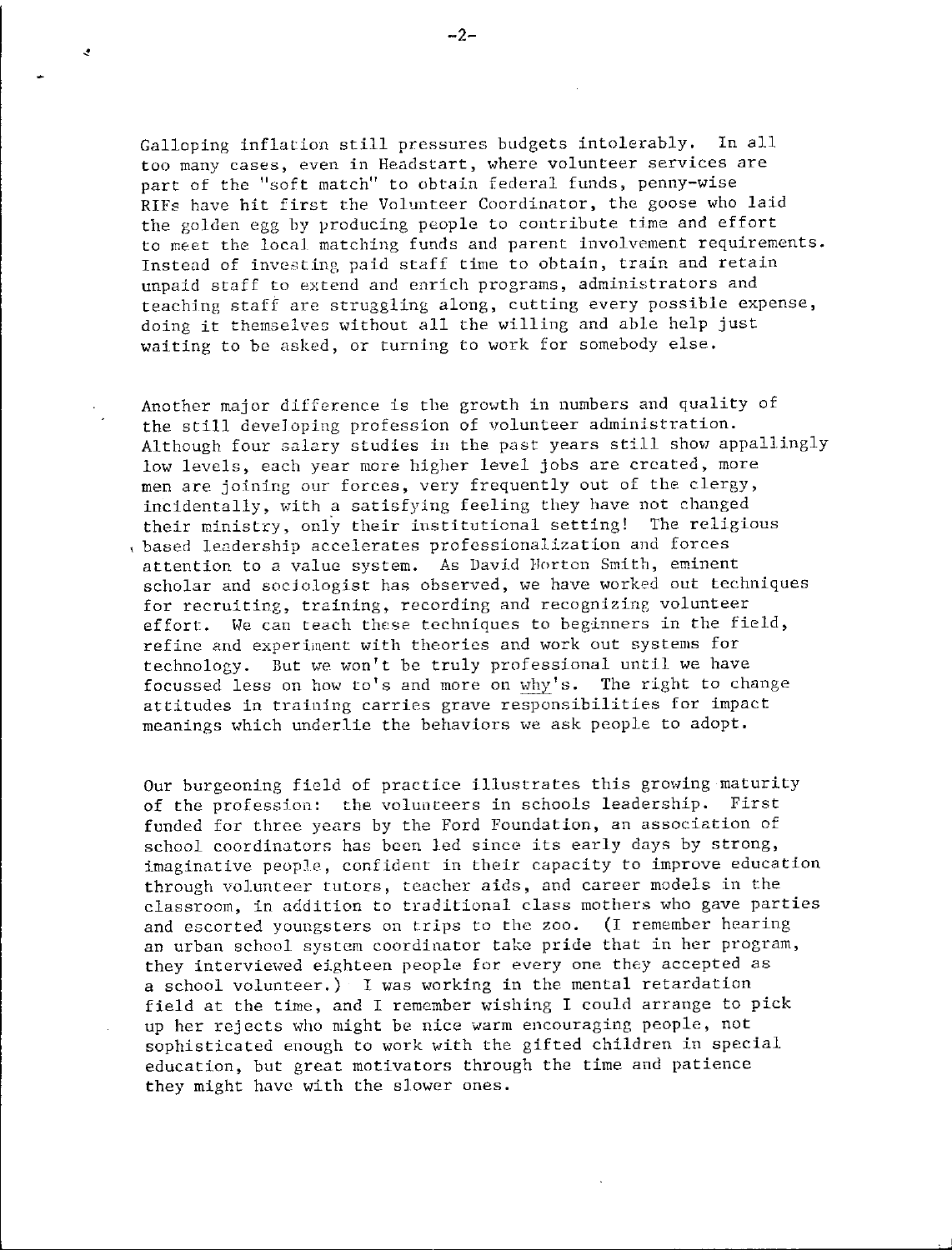Galloping inflation still pressures budgets intolerably. In all too many cases, even in Headstart, where volunteer services are part of the "soft match" to obtain federal funds, penny-wise RIFs have hit first the Volunteer Coordinator, the goose who laid the golden egg by producing people to contribute time and effort to meet the local matching funds and parent involvement requirements. Instead of investing paid staff time to obtain, train and retain unpaid staff to extend and enrich programs, administrators and teaching staff are struggling along, cutting every possible expense, doing it themselves without all the willing and able help just waiting to be asked, or turning to work for somebody else.

Another major difference is the growth in numbers and quality of the still developing profession of volunteer administration. Although four salary studies in the past years still show appallingly low levels, each year more higher level jobs are created, more men are joining our forces, very frequently out of the clergy, incidentally, with a satisfying feeling they have not changed their ministry, only their institutional setting! The religious based leadership accelerates professionalization and forces attention to a value system. As David Horton Smith, eminent scholar and sociologist has observed, we have worked out techniques for recruiting, training, recording and recognizing volunteer effort. We can teach these techniques to beginners in the field, refine and experiment with theories and work out systems for technology. But we won't be truly professional until we have focussed less on how to's and more on <u>why</u>'s. The right to change attitudes in training carries grave responsibilities for impact meanings which underlie the behaviors we ask people to adopt.

Our burgeoning field of practice illustrates this growing maturity of the profession: the volunteers in schools leadership. First funded for three years by the Ford Foundation, an association of school coordinators has been led since its early days by strong, imaginative people, confident in their capacity to improve education through volunteer tutors, teacher aids, and career models in the classroom, in addition to traditional class mothers who gave parties and escorted youngsters on trips to the zoo. (I remember hearing an urban school system coordinator take pride that in her program, they interviewed eighteen people for every one they accepted as a school volunteer.) I was working in the mental retardation field at the time, and I remember wishing I could arrange to pick up her rejects who might be nice warm encouraging people, not sophisticated enough to work with the gifted children in special education, but great motivators through the time and patience they might have with the slower ones.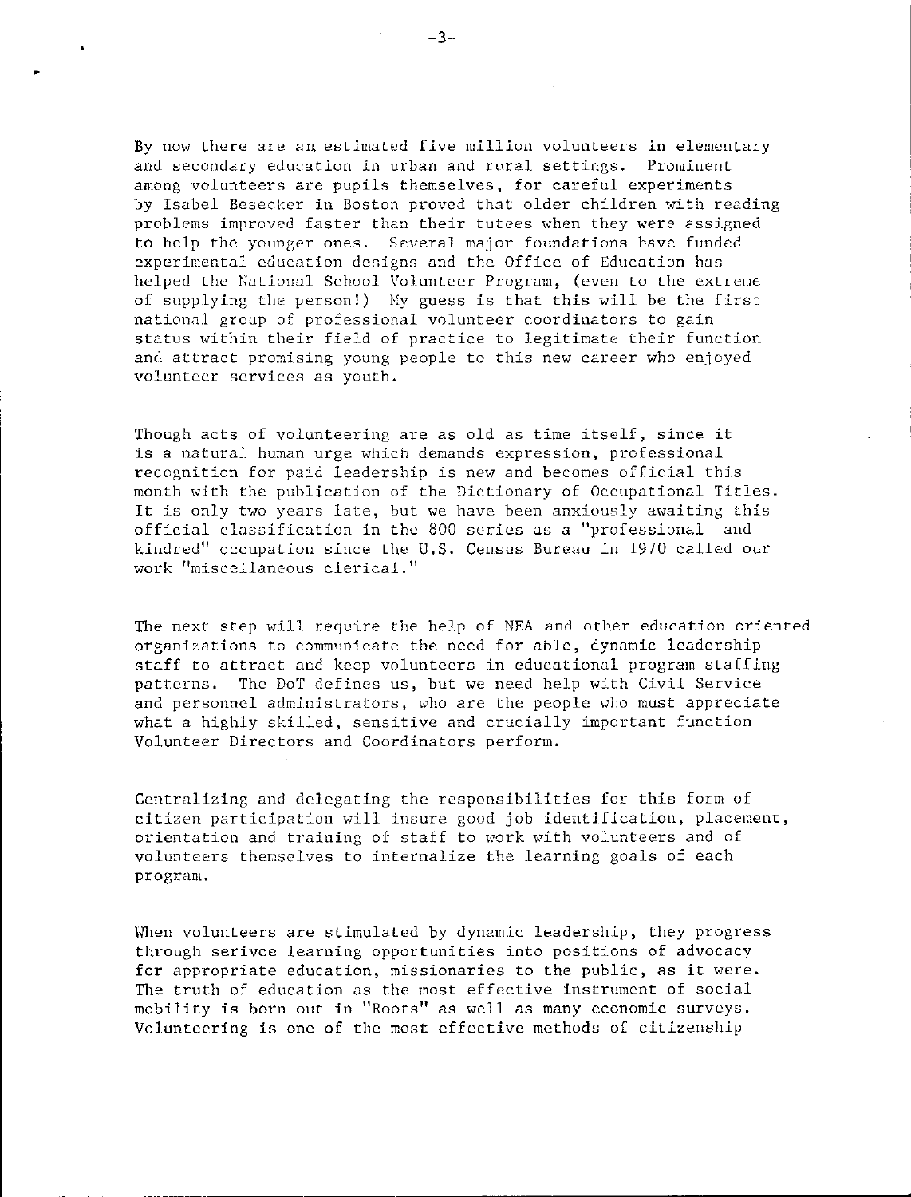By now there are an estimated five million volunteers in elementary and secondary education in urban and rural settings. Prominent among volunteers are pupils themselves, for careful experiments by Isabel Besecker in Boston proved that older children with reading problems improved faster than their tutees when they were assigned to help the younger ones. Several major foundations have funded experimental education designs and the Office of Education has helped the National School Volunteer Program, (even to the extreme of supplying the person!) My guess is that this will be the first national group of professional volunteer coordinators to gain status within their field of practice to legitimate their function and attract promising young people to this new career who enjoyed volunteer services as youth.

Though acts of volunteering are as old as time itself, since it is a natural human urge which demands expression, professional recognition for paid leadership is new and becomes official this month with the publication of the Dictionary of Occupational Titles. It is only two years late, but we have been anxiously awaiting this official classification in the 800 series as a "professional and kindred" occupation since the U.S. Census Bureau in 1970 called our work "miscellaneous clerical."

The next step will require the help of NEA and other education oriented organizations to communicate the need for able, dynamic leadership staff to attract and keep volunteers in educational program staffing patterns. The DoT defines us, but we need help with Civil Service and personnel administrators, who are the people who must appreciate what a highly skilled, sensitive and crucially important function Volunteer Directors and Coordinators perform.

Centralizing and delegating the responsibilities for this form of citizen participation will insure good job identification, placement, orientation and training of staff to work with volunteers and of volunteers themselves to internalize the learning goals of each program.

When volunteers are stimulated by dynamic leadership, they progress through serivce learning opportunities into positions of advocacy for appropriate education, missionaries to the public, as it were. The truth of education as the most effective instrument of social mobility is born out in "Roots" as well as many economic surveys. Volunteering is one of the most effective methods of citizenship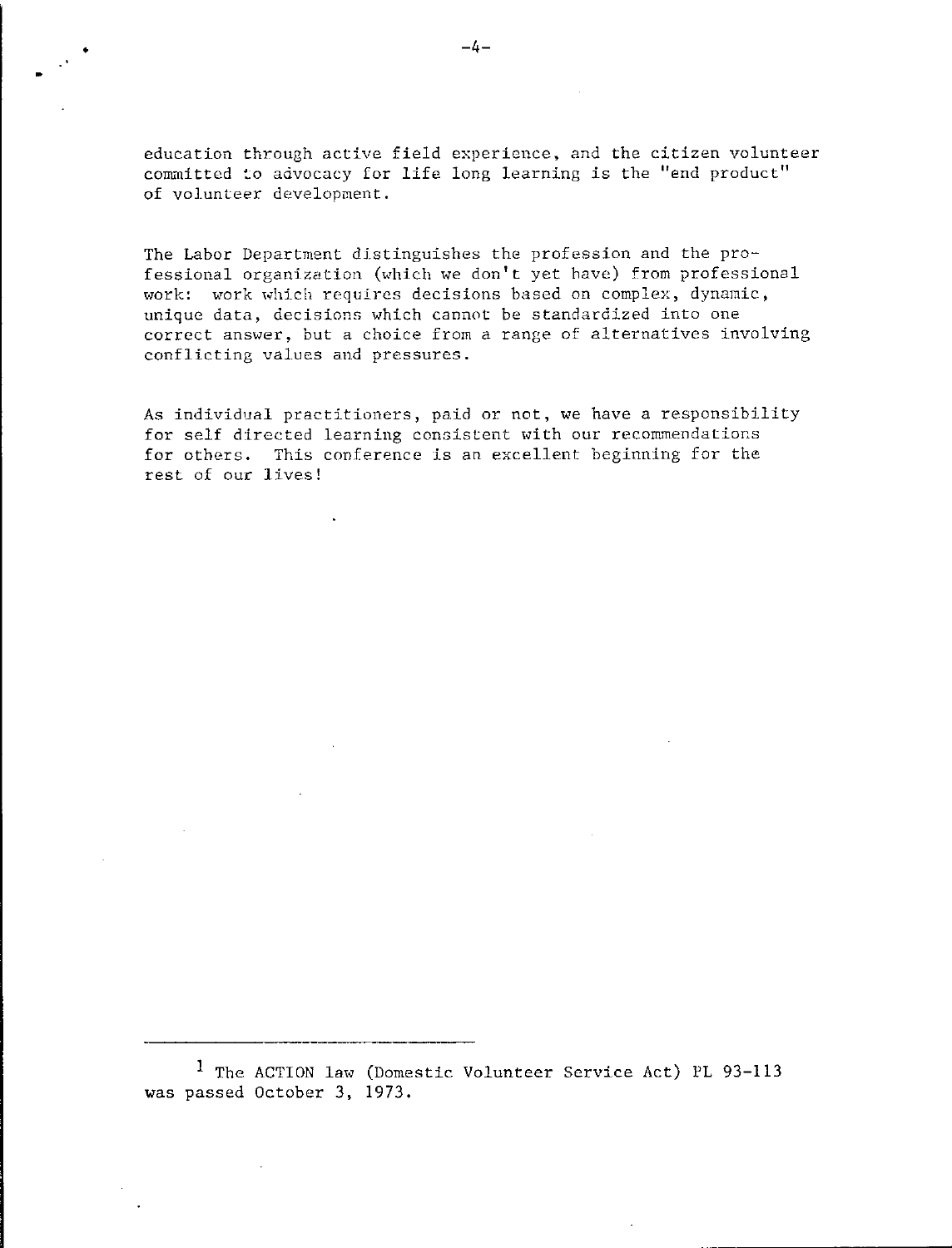education through active field experience, and the citizen volunteer committed to advocacy for life long learning is the "end product" of volunteer development.

The Labor Department distinguishes the profession and the professional organization (which we don't yet have) from professional work: work which requires decisions based on complex, dynamic, unique data, decisions which cannot be standardized into one correct answer, but a choice from a range of alternatives involving conflicting values and pressures.

As individual practitioners, paid or not, we have a responsibility for self directed learning consistent with our recommendations for others. This conference is an excellent beginning for the rest of our lives!

---

[1] The ACTION law (Domestic Volunteer Service Act) PL 93-113 was passed October 3, 1973.